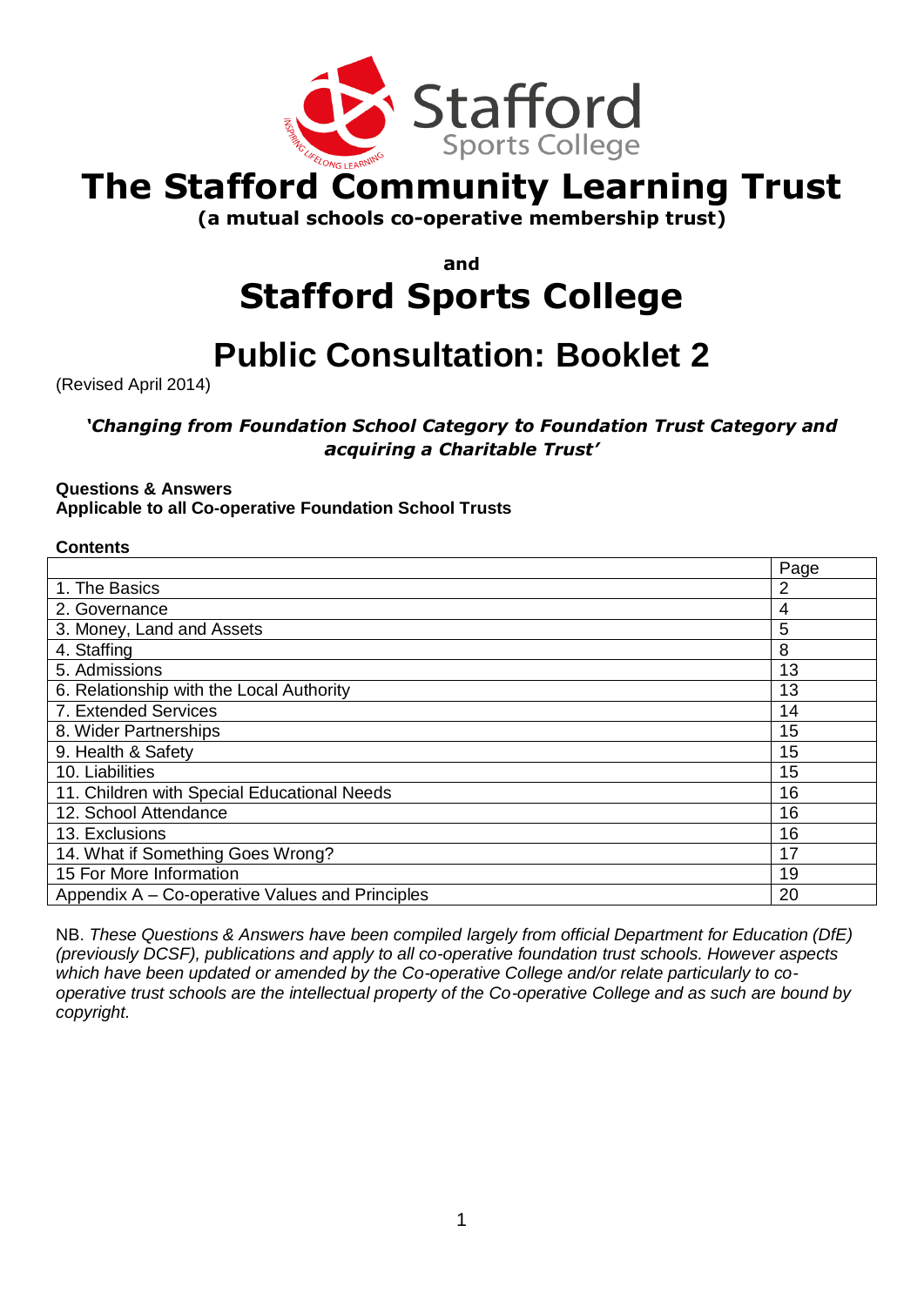# The Stafford Community Learning Trust

**(a mutual schools co-operative membership trust)**

**and**

# Stafford Sports College

# Public Consultation: Booklet 2

(Revised April 2014)

***'Changing from Foundation School Category to Foundation Trust Category and acquiring a Charitable Trust'***

**Questions & Answers**
**Applicable to all Co-operative Foundation School Trusts**

**Contents**

| | Page |
|---|---|
| 1. The Basics | 2 |
| 2. Governance | 4 |
| 3. Money, Land and Assets | 5 |
| 4. Staffing | 8 |
| 5. Admissions | 13 |
| 6. Relationship with the Local Authority | 13 |
| 7. Extended Services | 14 |
| 8. Wider Partnerships | 15 |
| 9. Health & Safety | 15 |
| 10. Liabilities | 15 |
| 11. Children with Special Educational Needs | 16 |
| 12. School Attendance | 16 |
| 13. Exclusions | 16 |
| 14. What if Something Goes Wrong? | 17 |
| 15 For More Information | 19 |
| Appendix A – Co-operative Values and Principles | 20 |

NB. *These Questions & Answers have been compiled largely from official Department for Education (DfE) (previously DCSF), publications and apply to all co-operative foundation trust schools. However aspects which have been updated or amended by the Co-operative College and/or relate particularly to co-operative trust schools are the intellectual property of the Co-operative College and as such are bound by copyright.*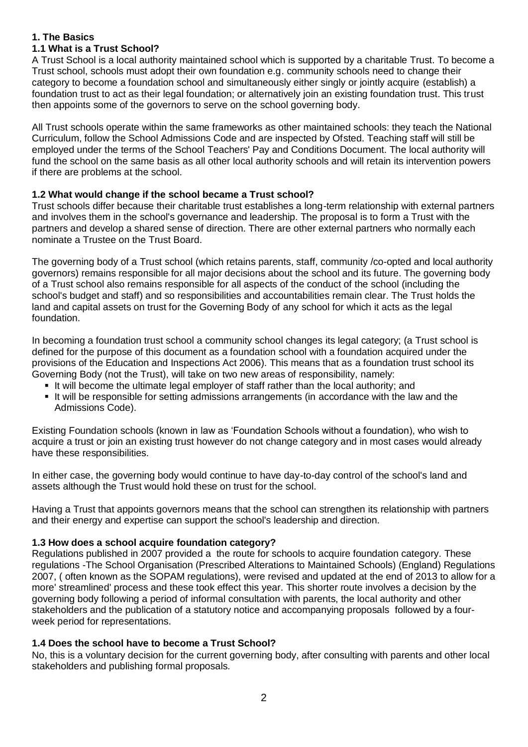## 1. The Basics

### 1.1 What is a Trust School?

A Trust School is a local authority maintained school which is supported by a charitable Trust. To become a Trust school, schools must adopt their own foundation e.g. community schools need to change their category to become a foundation school and simultaneously either singly or jointly acquire (establish) a foundation trust to act as their legal foundation; or alternatively join an existing foundation trust. This trust then appoints some of the governors to serve on the school governing body.

All Trust schools operate within the same frameworks as other maintained schools: they teach the National Curriculum, follow the School Admissions Code and are inspected by Ofsted. Teaching staff will still be employed under the terms of the School Teachers' Pay and Conditions Document. The local authority will fund the school on the same basis as all other local authority schools and will retain its intervention powers if there are problems at the school.

### 1.2 What would change if the school became a Trust school?

Trust schools differ because their charitable trust establishes a long-term relationship with external partners and involves them in the school's governance and leadership. The proposal is to form a Trust with the partners and develop a shared sense of direction. There are other external partners who normally each nominate a Trustee on the Trust Board.

The governing body of a Trust school (which retains parents, staff, community /co-opted and local authority governors) remains responsible for all major decisions about the school and its future. The governing body of a Trust school also remains responsible for all aspects of the conduct of the school (including the school's budget and staff) and so responsibilities and accountabilities remain clear. The Trust holds the land and capital assets on trust for the Governing Body of any school for which it acts as the legal foundation.

In becoming a foundation trust school a community school changes its legal category; (a Trust school is defined for the purpose of this document as a foundation school with a foundation acquired under the provisions of the Education and Inspections Act 2006). This means that as a foundation trust school its Governing Body (not the Trust), will take on two new areas of responsibility, namely:

- It will become the ultimate legal employer of staff rather than the local authority; and
- It will be responsible for setting admissions arrangements (in accordance with the law and the Admissions Code).

Existing Foundation schools (known in law as 'Foundation Schools without a foundation), who wish to acquire a trust or join an existing trust however do not change category and in most cases would already have these responsibilities.

In either case, the governing body would continue to have day-to-day control of the school's land and assets although the Trust would hold these on trust for the school.

Having a Trust that appoints governors means that the school can strengthen its relationship with partners and their energy and expertise can support the school's leadership and direction.

### 1.3 How does a school acquire foundation category?

Regulations published in 2007 provided a the route for schools to acquire foundation category. These regulations -The School Organisation (Prescribed Alterations to Maintained Schools) (England) Regulations 2007, ( often known as the SOPAM regulations), were revised and updated at the end of 2013 to allow for a more' streamlined' process and these took effect this year. This shorter route involves a decision by the governing body following a period of informal consultation with parents, the local authority and other stakeholders and the publication of a statutory notice and accompanying proposals followed by a four-week period for representations.

### 1.4 Does the school have to become a Trust School?

No, this is a voluntary decision for the current governing body, after consulting with parents and other local stakeholders and publishing formal proposals.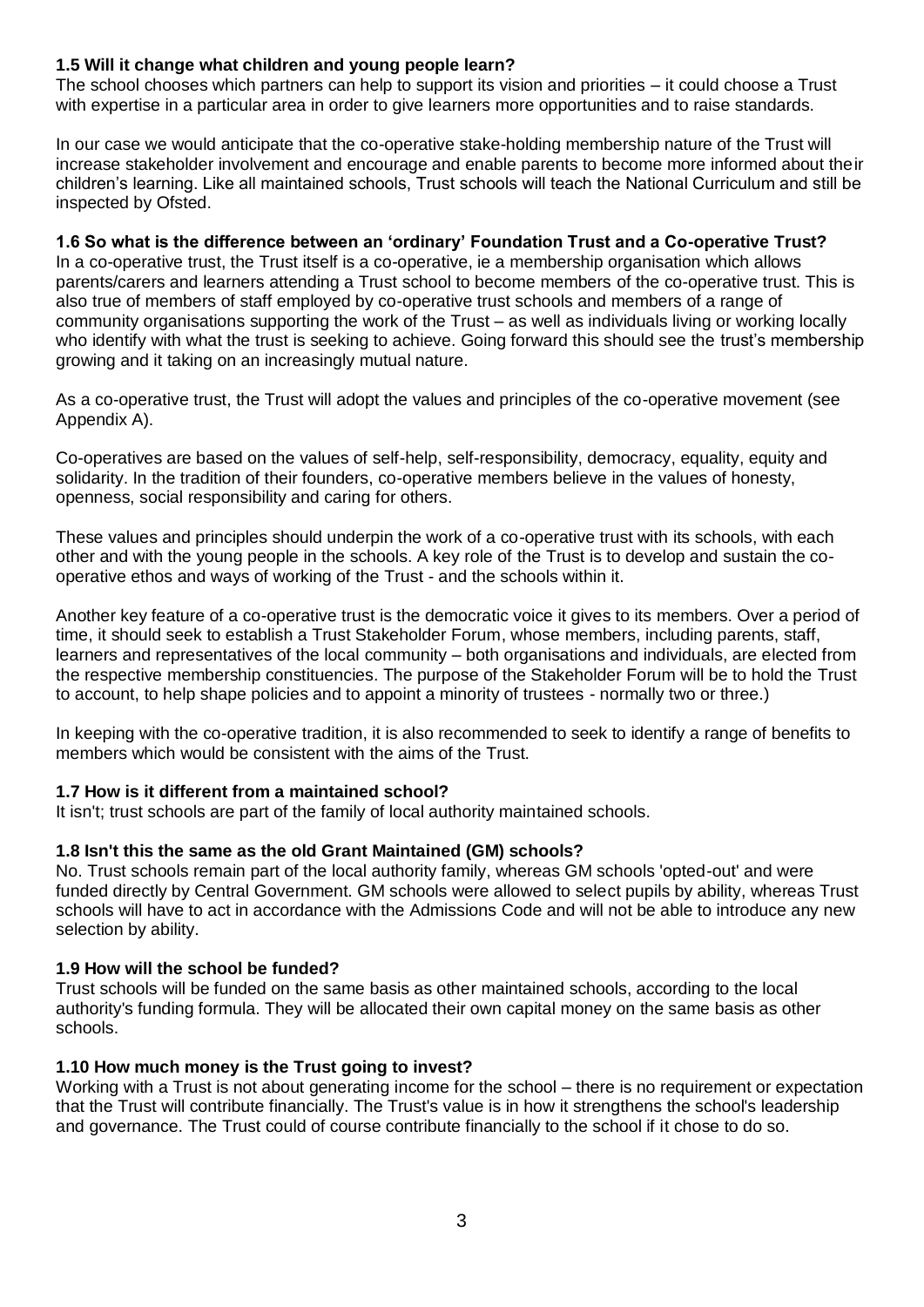### 1.5 Will it change what children and young people learn?

The school chooses which partners can help to support its vision and priorities – it could choose a Trust with expertise in a particular area in order to give learners more opportunities and to raise standards.

In our case we would anticipate that the co-operative stake-holding membership nature of the Trust will increase stakeholder involvement and encourage and enable parents to become more informed about their children's learning. Like all maintained schools, Trust schools will teach the National Curriculum and still be inspected by Ofsted.

### 1.6 So what is the difference between an 'ordinary' Foundation Trust and a Co-operative Trust?

In a co-operative trust, the Trust itself is a co-operative, ie a membership organisation which allows parents/carers and learners attending a Trust school to become members of the co-operative trust. This is also true of members of staff employed by co-operative trust schools and members of a range of community organisations supporting the work of the Trust – as well as individuals living or working locally who identify with what the trust is seeking to achieve. Going forward this should see the trust's membership growing and it taking on an increasingly mutual nature.

As a co-operative trust, the Trust will adopt the values and principles of the co-operative movement (see Appendix A).

Co-operatives are based on the values of self-help, self-responsibility, democracy, equality, equity and solidarity. In the tradition of their founders, co-operative members believe in the values of honesty, openness, social responsibility and caring for others.

These values and principles should underpin the work of a co-operative trust with its schools, with each other and with the young people in the schools. A key role of the Trust is to develop and sustain the co-operative ethos and ways of working of the Trust - and the schools within it.

Another key feature of a co-operative trust is the democratic voice it gives to its members. Over a period of time, it should seek to establish a Trust Stakeholder Forum, whose members, including parents, staff, learners and representatives of the local community – both organisations and individuals, are elected from the respective membership constituencies. The purpose of the Stakeholder Forum will be to hold the Trust to account, to help shape policies and to appoint a minority of trustees - normally two or three.)

In keeping with the co-operative tradition, it is also recommended to seek to identify a range of benefits to members which would be consistent with the aims of the Trust.

### 1.7 How is it different from a maintained school?

It isn't; trust schools are part of the family of local authority maintained schools.

### 1.8 Isn't this the same as the old Grant Maintained (GM) schools?

No. Trust schools remain part of the local authority family, whereas GM schools 'opted-out' and were funded directly by Central Government. GM schools were allowed to select pupils by ability, whereas Trust schools will have to act in accordance with the Admissions Code and will not be able to introduce any new selection by ability.

### 1.9 How will the school be funded?

Trust schools will be funded on the same basis as other maintained schools, according to the local authority's funding formula. They will be allocated their own capital money on the same basis as other schools.

### 1.10 How much money is the Trust going to invest?

Working with a Trust is not about generating income for the school – there is no requirement or expectation that the Trust will contribute financially. The Trust's value is in how it strengthens the school's leadership and governance. The Trust could of course contribute financially to the school if it chose to do so.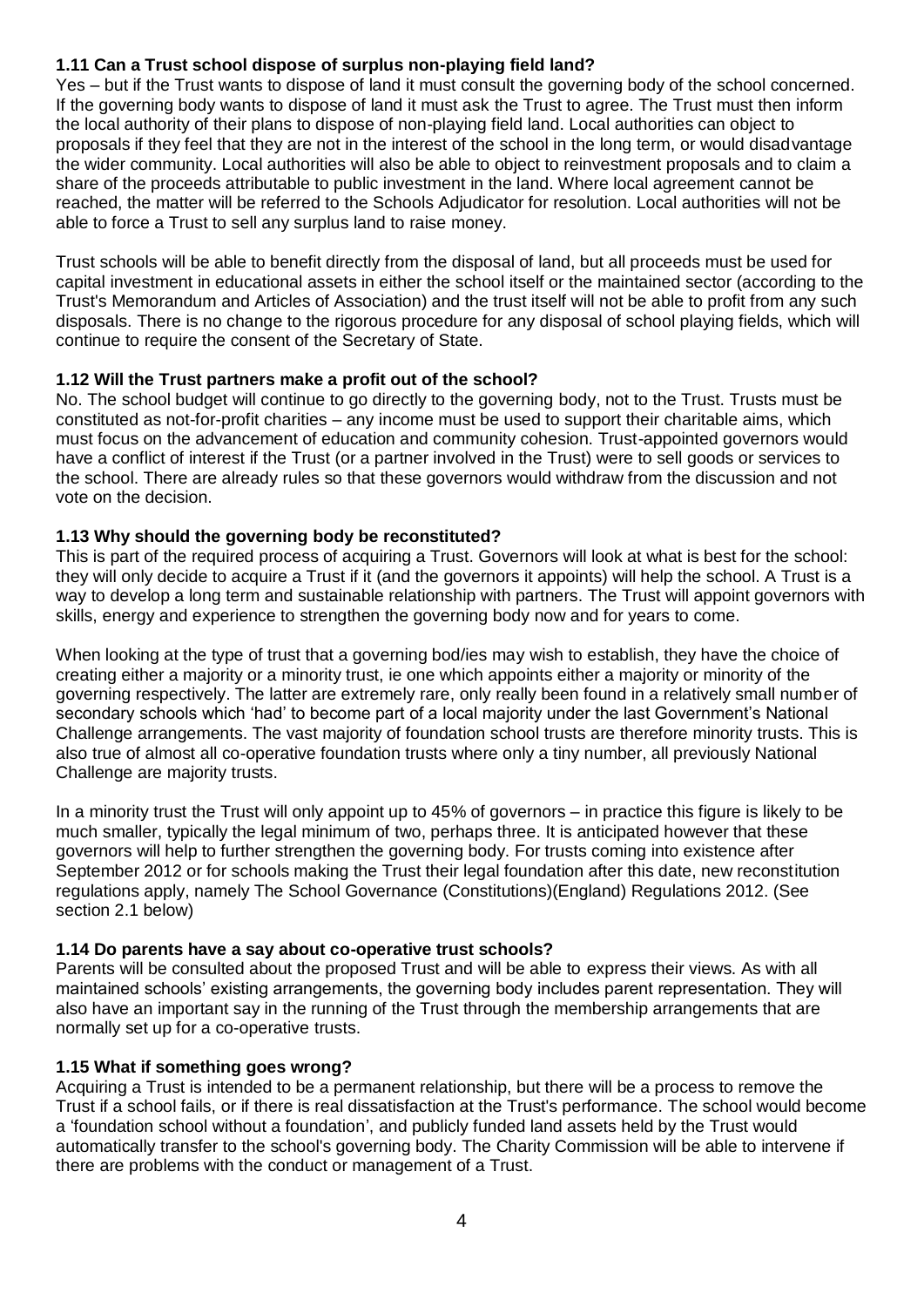### 1.11 Can a Trust school dispose of surplus non-playing field land?

Yes – but if the Trust wants to dispose of land it must consult the governing body of the school concerned. If the governing body wants to dispose of land it must ask the Trust to agree. The Trust must then inform the local authority of their plans to dispose of non-playing field land. Local authorities can object to proposals if they feel that they are not in the interest of the school in the long term, or would disadvantage the wider community. Local authorities will also be able to object to reinvestment proposals and to claim a share of the proceeds attributable to public investment in the land. Where local agreement cannot be reached, the matter will be referred to the Schools Adjudicator for resolution. Local authorities will not be able to force a Trust to sell any surplus land to raise money.

Trust schools will be able to benefit directly from the disposal of land, but all proceeds must be used for capital investment in educational assets in either the school itself or the maintained sector (according to the Trust's Memorandum and Articles of Association) and the trust itself will not be able to profit from any such disposals. There is no change to the rigorous procedure for any disposal of school playing fields, which will continue to require the consent of the Secretary of State.

### 1.12 Will the Trust partners make a profit out of the school?

No. The school budget will continue to go directly to the governing body, not to the Trust. Trusts must be constituted as not-for-profit charities – any income must be used to support their charitable aims, which must focus on the advancement of education and community cohesion. Trust-appointed governors would have a conflict of interest if the Trust (or a partner involved in the Trust) were to sell goods or services to the school. There are already rules so that these governors would withdraw from the discussion and not vote on the decision.

### 1.13 Why should the governing body be reconstituted?

This is part of the required process of acquiring a Trust. Governors will look at what is best for the school: they will only decide to acquire a Trust if it (and the governors it appoints) will help the school. A Trust is a way to develop a long term and sustainable relationship with partners. The Trust will appoint governors with skills, energy and experience to strengthen the governing body now and for years to come.

When looking at the type of trust that a governing bod/ies may wish to establish, they have the choice of creating either a majority or a minority trust, ie one which appoints either a majority or minority of the governing respectively. The latter are extremely rare, only really been found in a relatively small number of secondary schools which 'had' to become part of a local majority under the last Government's National Challenge arrangements. The vast majority of foundation school trusts are therefore minority trusts. This is also true of almost all co-operative foundation trusts where only a tiny number, all previously National Challenge are majority trusts.

In a minority trust the Trust will only appoint up to 45% of governors – in practice this figure is likely to be much smaller, typically the legal minimum of two, perhaps three. It is anticipated however that these governors will help to further strengthen the governing body. For trusts coming into existence after September 2012 or for schools making the Trust their legal foundation after this date, new reconstitution regulations apply, namely The School Governance (Constitutions)(England) Regulations 2012. (See section 2.1 below)

### 1.14 Do parents have a say about co-operative trust schools?

Parents will be consulted about the proposed Trust and will be able to express their views. As with all maintained schools' existing arrangements, the governing body includes parent representation. They will also have an important say in the running of the Trust through the membership arrangements that are normally set up for a co-operative trusts.

### 1.15 What if something goes wrong?

Acquiring a Trust is intended to be a permanent relationship, but there will be a process to remove the Trust if a school fails, or if there is real dissatisfaction at the Trust's performance. The school would become a 'foundation school without a foundation', and publicly funded land assets held by the Trust would automatically transfer to the school's governing body. The Charity Commission will be able to intervene if there are problems with the conduct or management of a Trust.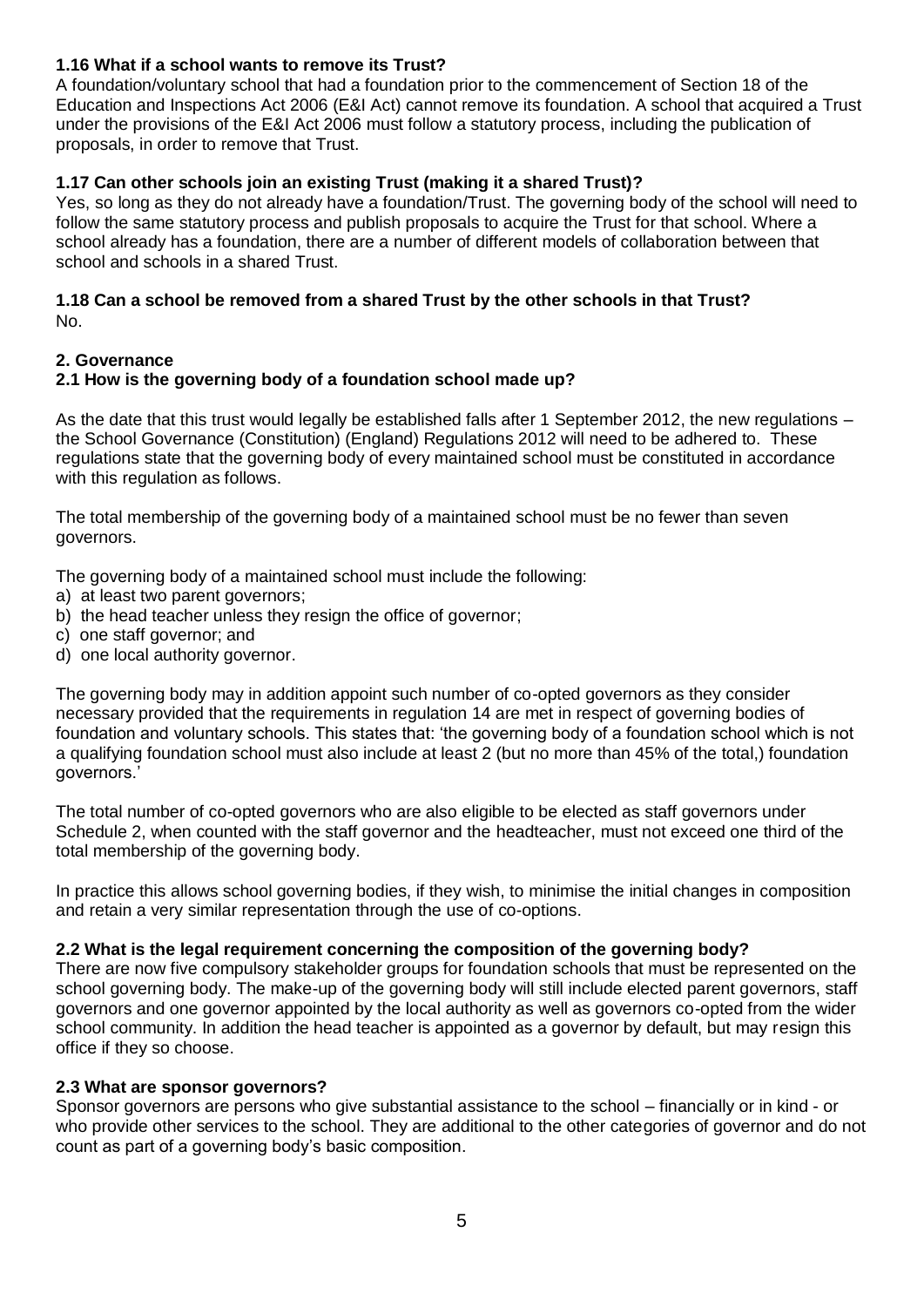### 1.16 What if a school wants to remove its Trust?

A foundation/voluntary school that had a foundation prior to the commencement of Section 18 of the Education and Inspections Act 2006 (E&I Act) cannot remove its foundation. A school that acquired a Trust under the provisions of the E&I Act 2006 must follow a statutory process, including the publication of proposals, in order to remove that Trust.

### 1.17 Can other schools join an existing Trust (making it a shared Trust)?

Yes, so long as they do not already have a foundation/Trust. The governing body of the school will need to follow the same statutory process and publish proposals to acquire the Trust for that school. Where a school already has a foundation, there are a number of different models of collaboration between that school and schools in a shared Trust.

### 1.18 Can a school be removed from a shared Trust by the other schools in that Trust?

No.

## 2. Governance

### 2.1 How is the governing body of a foundation school made up?

As the date that this trust would legally be established falls after 1 September 2012, the new regulations – the School Governance (Constitution) (England) Regulations 2012 will need to be adhered to. These regulations state that the governing body of every maintained school must be constituted in accordance with this regulation as follows.

The total membership of the governing body of a maintained school must be no fewer than seven governors.

The governing body of a maintained school must include the following:

a) at least two parent governors;
b) the head teacher unless they resign the office of governor;
c) one staff governor; and
d) one local authority governor.

The governing body may in addition appoint such number of co-opted governors as they consider necessary provided that the requirements in regulation 14 are met in respect of governing bodies of foundation and voluntary schools. This states that: 'the governing body of a foundation school which is not a qualifying foundation school must also include at least 2 (but no more than 45% of the total,) foundation governors.'

The total number of co-opted governors who are also eligible to be elected as staff governors under Schedule 2, when counted with the staff governor and the headteacher, must not exceed one third of the total membership of the governing body.

In practice this allows school governing bodies, if they wish, to minimise the initial changes in composition and retain a very similar representation through the use of co-options.

### 2.2 What is the legal requirement concerning the composition of the governing body?

There are now five compulsory stakeholder groups for foundation schools that must be represented on the school governing body. The make-up of the governing body will still include elected parent governors, staff governors and one governor appointed by the local authority as well as governors co-opted from the wider school community. In addition the head teacher is appointed as a governor by default, but may resign this office if they so choose.

### 2.3 What are sponsor governors?

Sponsor governors are persons who give substantial assistance to the school – financially or in kind - or who provide other services to the school. They are additional to the other categories of governor and do not count as part of a governing body's basic composition.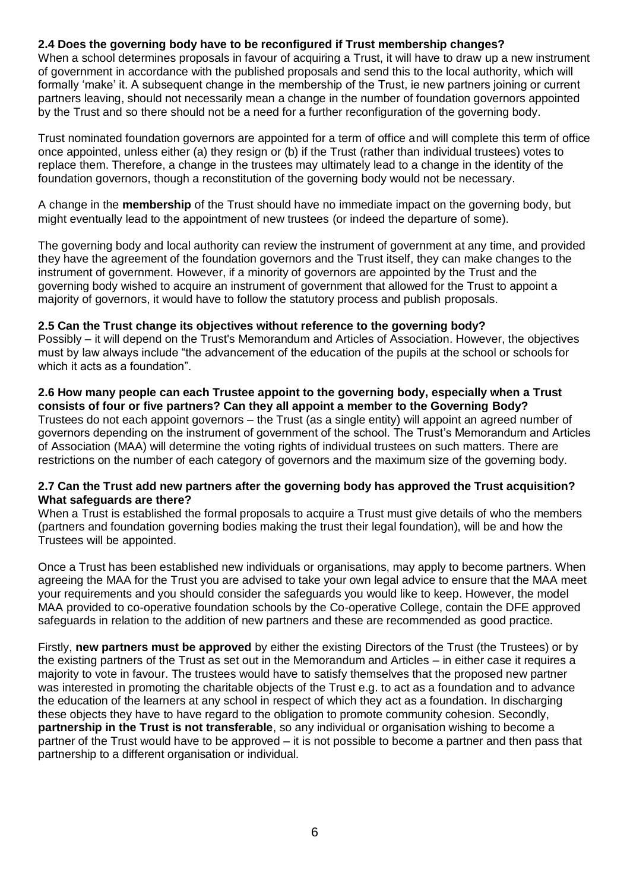### 2.4 Does the governing body have to be reconfigured if Trust membership changes?

When a school determines proposals in favour of acquiring a Trust, it will have to draw up a new instrument of government in accordance with the published proposals and send this to the local authority, which will formally 'make' it. A subsequent change in the membership of the Trust, ie new partners joining or current partners leaving, should not necessarily mean a change in the number of foundation governors appointed by the Trust and so there should not be a need for a further reconfiguration of the governing body.

Trust nominated foundation governors are appointed for a term of office and will complete this term of office once appointed, unless either (a) they resign or (b) if the Trust (rather than individual trustees) votes to replace them. Therefore, a change in the trustees may ultimately lead to a change in the identity of the foundation governors, though a reconstitution of the governing body would not be necessary.

A change in the **membership** of the Trust should have no immediate impact on the governing body, but might eventually lead to the appointment of new trustees (or indeed the departure of some).

The governing body and local authority can review the instrument of government at any time, and provided they have the agreement of the foundation governors and the Trust itself, they can make changes to the instrument of government. However, if a minority of governors are appointed by the Trust and the governing body wished to acquire an instrument of government that allowed for the Trust to appoint a majority of governors, it would have to follow the statutory process and publish proposals.

### 2.5 Can the Trust change its objectives without reference to the governing body?

Possibly – it will depend on the Trust's Memorandum and Articles of Association. However, the objectives must by law always include "the advancement of the education of the pupils at the school or schools for which it acts as a foundation".

### 2.6 How many people can each Trustee appoint to the governing body, especially when a Trust consists of four or five partners? Can they all appoint a member to the Governing Body?

Trustees do not each appoint governors – the Trust (as a single entity) will appoint an agreed number of governors depending on the instrument of government of the school. The Trust's Memorandum and Articles of Association (MAA) will determine the voting rights of individual trustees on such matters. There are restrictions on the number of each category of governors and the maximum size of the governing body.

### 2.7 Can the Trust add new partners after the governing body has approved the Trust acquisition? What safeguards are there?

When a Trust is established the formal proposals to acquire a Trust must give details of who the members (partners and foundation governing bodies making the trust their legal foundation), will be and how the Trustees will be appointed.

Once a Trust has been established new individuals or organisations, may apply to become partners. When agreeing the MAA for the Trust you are advised to take your own legal advice to ensure that the MAA meet your requirements and you should consider the safeguards you would like to keep. However, the model MAA provided to co-operative foundation schools by the Co-operative College, contain the DFE approved safeguards in relation to the addition of new partners and these are recommended as good practice.

Firstly, **new partners must be approved** by either the existing Directors of the Trust (the Trustees) or by the existing partners of the Trust as set out in the Memorandum and Articles – in either case it requires a majority to vote in favour. The trustees would have to satisfy themselves that the proposed new partner was interested in promoting the charitable objects of the Trust e.g. to act as a foundation and to advance the education of the learners at any school in respect of which they act as a foundation. In discharging these objects they have to have regard to the obligation to promote community cohesion. Secondly, **partnership in the Trust is not transferable**, so any individual or organisation wishing to become a partner of the Trust would have to be approved – it is not possible to become a partner and then pass that partnership to a different organisation or individual.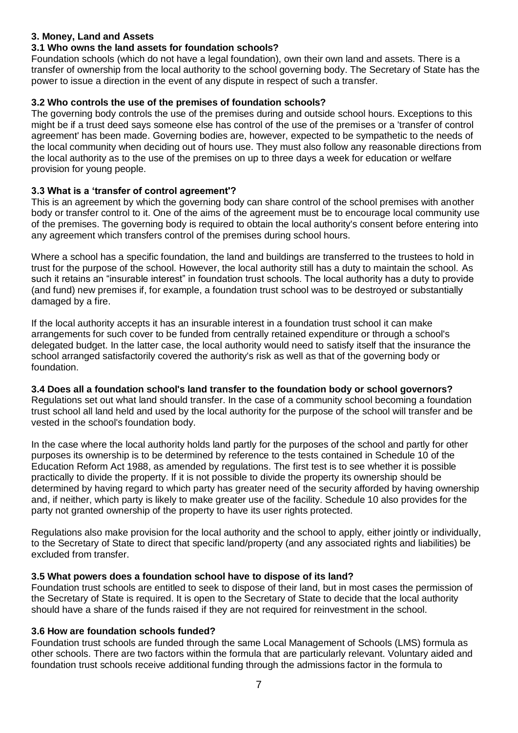## 3. Money, Land and Assets

### 3.1 Who owns the land assets for foundation schools?

Foundation schools (which do not have a legal foundation), own their own land and assets. There is a transfer of ownership from the local authority to the school governing body. The Secretary of State has the power to issue a direction in the event of any dispute in respect of such a transfer.

### 3.2 Who controls the use of the premises of foundation schools?

The governing body controls the use of the premises during and outside school hours. Exceptions to this might be if a trust deed says someone else has control of the use of the premises or a 'transfer of control agreement' has been made. Governing bodies are, however, expected to be sympathetic to the needs of the local community when deciding out of hours use. They must also follow any reasonable directions from the local authority as to the use of the premises on up to three days a week for education or welfare provision for young people.

### 3.3 What is a 'transfer of control agreement'?

This is an agreement by which the governing body can share control of the school premises with another body or transfer control to it. One of the aims of the agreement must be to encourage local community use of the premises. The governing body is required to obtain the local authority's consent before entering into any agreement which transfers control of the premises during school hours.

Where a school has a specific foundation, the land and buildings are transferred to the trustees to hold in trust for the purpose of the school. However, the local authority still has a duty to maintain the school. As such it retains an "insurable interest" in foundation trust schools. The local authority has a duty to provide (and fund) new premises if, for example, a foundation trust school was to be destroyed or substantially damaged by a fire.

If the local authority accepts it has an insurable interest in a foundation trust school it can make arrangements for such cover to be funded from centrally retained expenditure or through a school's delegated budget. In the latter case, the local authority would need to satisfy itself that the insurance the school arranged satisfactorily covered the authority's risk as well as that of the governing body or foundation.

### 3.4 Does all a foundation school's land transfer to the foundation body or school governors?

Regulations set out what land should transfer. In the case of a community school becoming a foundation trust school all land held and used by the local authority for the purpose of the school will transfer and be vested in the school's foundation body.

In the case where the local authority holds land partly for the purposes of the school and partly for other purposes its ownership is to be determined by reference to the tests contained in Schedule 10 of the Education Reform Act 1988, as amended by regulations. The first test is to see whether it is possible practically to divide the property. If it is not possible to divide the property its ownership should be determined by having regard to which party has greater need of the security afforded by having ownership and, if neither, which party is likely to make greater use of the facility. Schedule 10 also provides for the party not granted ownership of the property to have its user rights protected.

Regulations also make provision for the local authority and the school to apply, either jointly or individually, to the Secretary of State to direct that specific land/property (and any associated rights and liabilities) be excluded from transfer.

### 3.5 What powers does a foundation school have to dispose of its land?

Foundation trust schools are entitled to seek to dispose of their land, but in most cases the permission of the Secretary of State is required. It is open to the Secretary of State to decide that the local authority should have a share of the funds raised if they are not required for reinvestment in the school.

### 3.6 How are foundation schools funded?

Foundation trust schools are funded through the same Local Management of Schools (LMS) formula as other schools. There are two factors within the formula that are particularly relevant. Voluntary aided and foundation trust schools receive additional funding through the admissions factor in the formula to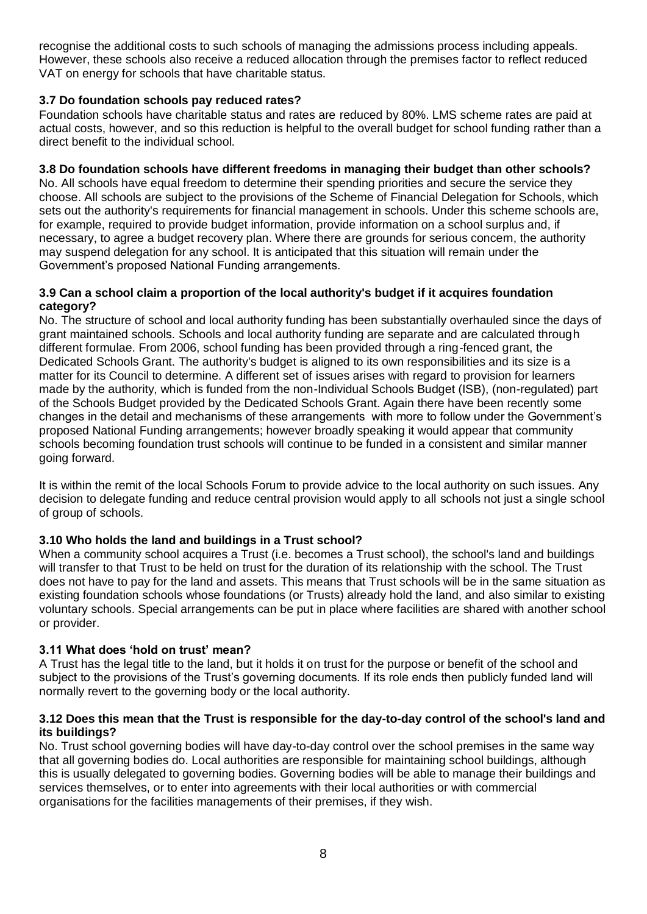recognise the additional costs to such schools of managing the admissions process including appeals. However, these schools also receive a reduced allocation through the premises factor to reflect reduced VAT on energy for schools that have charitable status.

### 3.7 Do foundation schools pay reduced rates?

Foundation schools have charitable status and rates are reduced by 80%. LMS scheme rates are paid at actual costs, however, and so this reduction is helpful to the overall budget for school funding rather than a direct benefit to the individual school.

### 3.8 Do foundation schools have different freedoms in managing their budget than other schools?

No. All schools have equal freedom to determine their spending priorities and secure the service they choose. All schools are subject to the provisions of the Scheme of Financial Delegation for Schools, which sets out the authority's requirements for financial management in schools. Under this scheme schools are, for example, required to provide budget information, provide information on a school surplus and, if necessary, to agree a budget recovery plan. Where there are grounds for serious concern, the authority may suspend delegation for any school. It is anticipated that this situation will remain under the Government's proposed National Funding arrangements.

### 3.9 Can a school claim a proportion of the local authority's budget if it acquires foundation category?

No. The structure of school and local authority funding has been substantially overhauled since the days of grant maintained schools. Schools and local authority funding are separate and are calculated through different formulae. From 2006, school funding has been provided through a ring-fenced grant, the Dedicated Schools Grant. The authority's budget is aligned to its own responsibilities and its size is a matter for its Council to determine. A different set of issues arises with regard to provision for learners made by the authority, which is funded from the non-Individual Schools Budget (ISB), (non-regulated) part of the Schools Budget provided by the Dedicated Schools Grant. Again there have been recently some changes in the detail and mechanisms of these arrangements with more to follow under the Government's proposed National Funding arrangements; however broadly speaking it would appear that community schools becoming foundation trust schools will continue to be funded in a consistent and similar manner going forward.

It is within the remit of the local Schools Forum to provide advice to the local authority on such issues. Any decision to delegate funding and reduce central provision would apply to all schools not just a single school of group of schools.

### 3.10 Who holds the land and buildings in a Trust school?

When a community school acquires a Trust (i.e. becomes a Trust school), the school's land and buildings will transfer to that Trust to be held on trust for the duration of its relationship with the school. The Trust does not have to pay for the land and assets. This means that Trust schools will be in the same situation as existing foundation schools whose foundations (or Trusts) already hold the land, and also similar to existing voluntary schools. Special arrangements can be put in place where facilities are shared with another school or provider.

### 3.11 What does 'hold on trust' mean?

A Trust has the legal title to the land, but it holds it on trust for the purpose or benefit of the school and subject to the provisions of the Trust's governing documents. If its role ends then publicly funded land will normally revert to the governing body or the local authority.

### 3.12 Does this mean that the Trust is responsible for the day-to-day control of the school's land and its buildings?

No. Trust school governing bodies will have day-to-day control over the school premises in the same way that all governing bodies do. Local authorities are responsible for maintaining school buildings, although this is usually delegated to governing bodies. Governing bodies will be able to manage their buildings and services themselves, or to enter into agreements with their local authorities or with commercial organisations for the facilities managements of their premises, if they wish.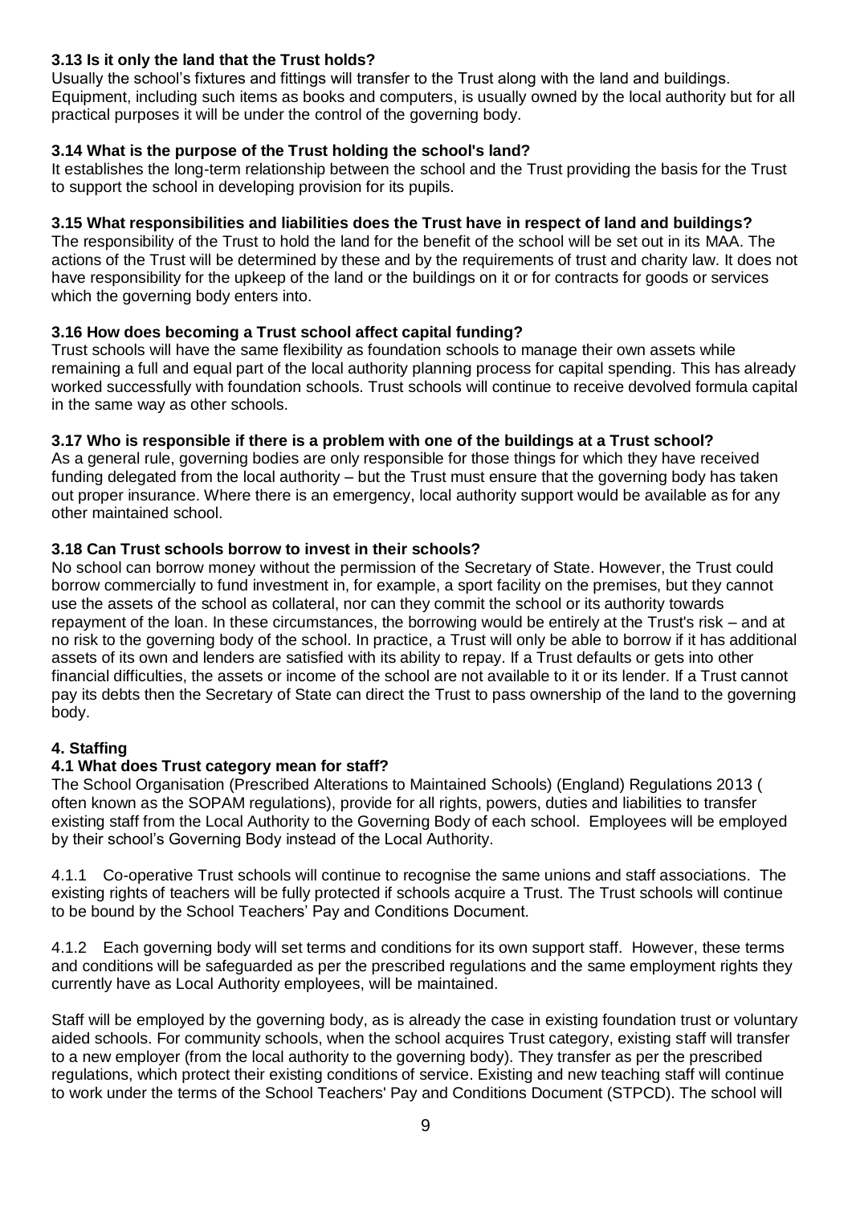**3.13 Is it only the land that the Trust holds?**

Usually the school's fixtures and fittings will transfer to the Trust along with the land and buildings. Equipment, including such items as books and computers, is usually owned by the local authority but for all practical purposes it will be under the control of the governing body.

**3.14 What is the purpose of the Trust holding the school's land?**

It establishes the long-term relationship between the school and the Trust providing the basis for the Trust to support the school in developing provision for its pupils.

**3.15 What responsibilities and liabilities does the Trust have in respect of land and buildings?**

The responsibility of the Trust to hold the land for the benefit of the school will be set out in its MAA. The actions of the Trust will be determined by these and by the requirements of trust and charity law. It does not have responsibility for the upkeep of the land or the buildings on it or for contracts for goods or services which the governing body enters into.

**3.16 How does becoming a Trust school affect capital funding?**

Trust schools will have the same flexibility as foundation schools to manage their own assets while remaining a full and equal part of the local authority planning process for capital spending. This has already worked successfully with foundation schools. Trust schools will continue to receive devolved formula capital in the same way as other schools.

**3.17 Who is responsible if there is a problem with one of the buildings at a Trust school?**

As a general rule, governing bodies are only responsible for those things for which they have received funding delegated from the local authority – but the Trust must ensure that the governing body has taken out proper insurance. Where there is an emergency, local authority support would be available as for any other maintained school.

**3.18 Can Trust schools borrow to invest in their schools?**

No school can borrow money without the permission of the Secretary of State. However, the Trust could borrow commercially to fund investment in, for example, a sport facility on the premises, but they cannot use the assets of the school as collateral, nor can they commit the school or its authority towards repayment of the loan. In these circumstances, the borrowing would be entirely at the Trust's risk – and at no risk to the governing body of the school. In practice, a Trust will only be able to borrow if it has additional assets of its own and lenders are satisfied with its ability to repay. If a Trust defaults or gets into other financial difficulties, the assets or income of the school are not available to it or its lender. If a Trust cannot pay its debts then the Secretary of State can direct the Trust to pass ownership of the land to the governing body.

## 4. Staffing

**4.1 What does Trust category mean for staff?**

The School Organisation (Prescribed Alterations to Maintained Schools) (England) Regulations 2013 ( often known as the SOPAM regulations), provide for all rights, powers, duties and liabilities to transfer existing staff from the Local Authority to the Governing Body of each school. Employees will be employed by their school's Governing Body instead of the Local Authority.

4.1.1 Co-operative Trust schools will continue to recognise the same unions and staff associations. The existing rights of teachers will be fully protected if schools acquire a Trust. The Trust schools will continue to be bound by the School Teachers' Pay and Conditions Document.

4.1.2 Each governing body will set terms and conditions for its own support staff. However, these terms and conditions will be safeguarded as per the prescribed regulations and the same employment rights they currently have as Local Authority employees, will be maintained.

Staff will be employed by the governing body, as is already the case in existing foundation trust or voluntary aided schools. For community schools, when the school acquires Trust category, existing staff will transfer to a new employer (from the local authority to the governing body). They transfer as per the prescribed regulations, which protect their existing conditions of service. Existing and new teaching staff will continue to work under the terms of the School Teachers' Pay and Conditions Document (STPCD). The school will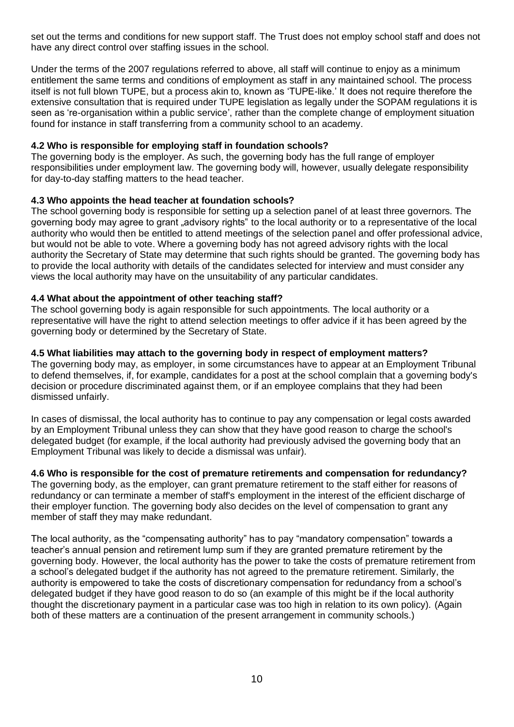set out the terms and conditions for new support staff. The Trust does not employ school staff and does not have any direct control over staffing issues in the school.

Under the terms of the 2007 regulations referred to above, all staff will continue to enjoy as a minimum entitlement the same terms and conditions of employment as staff in any maintained school. The process itself is not full blown TUPE, but a process akin to, known as 'TUPE-like.' It does not require therefore the extensive consultation that is required under TUPE legislation as legally under the SOPAM regulations it is seen as 're-organisation within a public service', rather than the complete change of employment situation found for instance in staff transferring from a community school to an academy.

**4.2 Who is responsible for employing staff in foundation schools?**

The governing body is the employer. As such, the governing body has the full range of employer responsibilities under employment law. The governing body will, however, usually delegate responsibility for day-to-day staffing matters to the head teacher.

**4.3 Who appoints the head teacher at foundation schools?**

The school governing body is responsible for setting up a selection panel of at least three governors. The governing body may agree to grant „advisory rights" to the local authority or to a representative of the local authority who would then be entitled to attend meetings of the selection panel and offer professional advice, but would not be able to vote. Where a governing body has not agreed advisory rights with the local authority the Secretary of State may determine that such rights should be granted. The governing body has to provide the local authority with details of the candidates selected for interview and must consider any views the local authority may have on the unsuitability of any particular candidates.

**4.4 What about the appointment of other teaching staff?**

The school governing body is again responsible for such appointments. The local authority or a representative will have the right to attend selection meetings to offer advice if it has been agreed by the governing body or determined by the Secretary of State.

**4.5 What liabilities may attach to the governing body in respect of employment matters?**

The governing body may, as employer, in some circumstances have to appear at an Employment Tribunal to defend themselves, if, for example, candidates for a post at the school complain that a governing body's decision or procedure discriminated against them, or if an employee complains that they had been dismissed unfairly.

In cases of dismissal, the local authority has to continue to pay any compensation or legal costs awarded by an Employment Tribunal unless they can show that they have good reason to charge the school's delegated budget (for example, if the local authority had previously advised the governing body that an Employment Tribunal was likely to decide a dismissal was unfair).

**4.6 Who is responsible for the cost of premature retirements and compensation for redundancy?**

The governing body, as the employer, can grant premature retirement to the staff either for reasons of redundancy or can terminate a member of staff's employment in the interest of the efficient discharge of their employer function. The governing body also decides on the level of compensation to grant any member of staff they may make redundant.

The local authority, as the "compensating authority" has to pay "mandatory compensation" towards a teacher's annual pension and retirement lump sum if they are granted premature retirement by the governing body. However, the local authority has the power to take the costs of premature retirement from a school's delegated budget if the authority has not agreed to the premature retirement. Similarly, the authority is empowered to take the costs of discretionary compensation for redundancy from a school's delegated budget if they have good reason to do so (an example of this might be if the local authority thought the discretionary payment in a particular case was too high in relation to its own policy). (Again both of these matters are a continuation of the present arrangement in community schools.)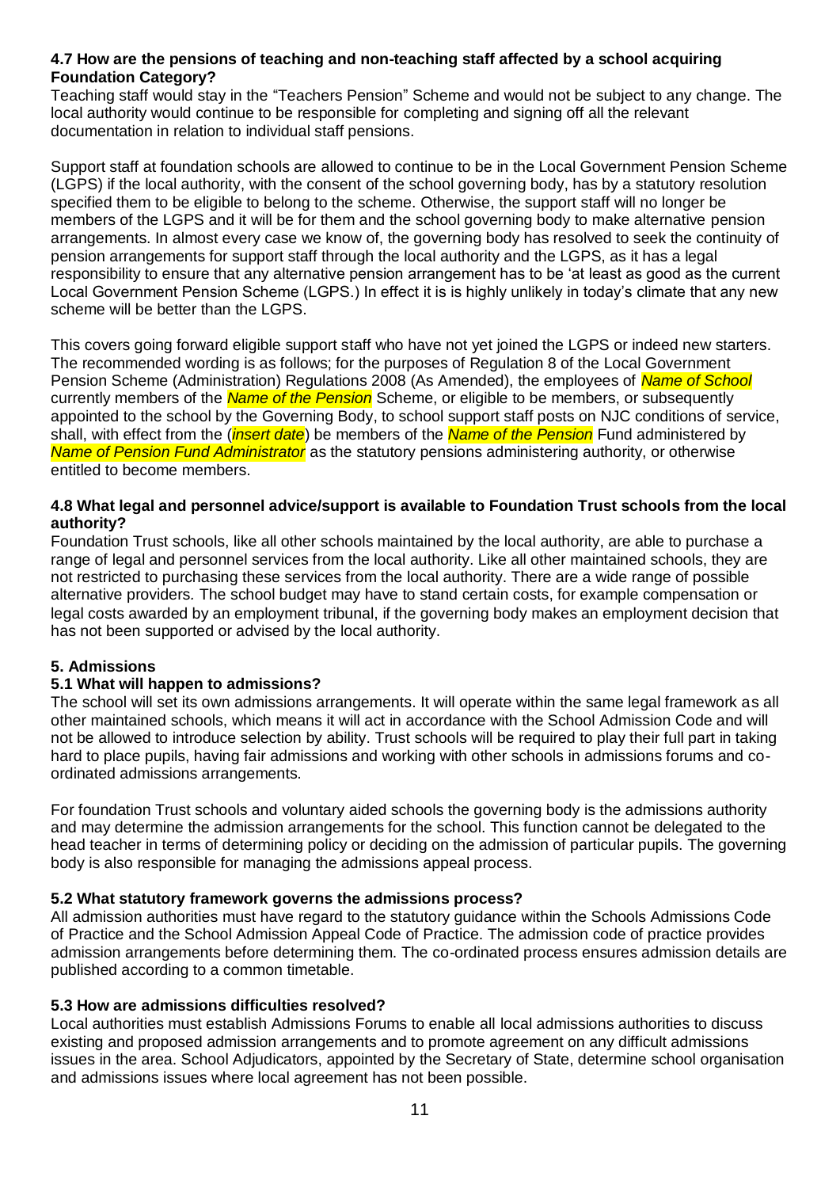### 4.7 How are the pensions of teaching and non-teaching staff affected by a school acquiring Foundation Category?

Teaching staff would stay in the "Teachers Pension" Scheme and would not be subject to any change. The local authority would continue to be responsible for completing and signing off all the relevant documentation in relation to individual staff pensions.

Support staff at foundation schools are allowed to continue to be in the Local Government Pension Scheme (LGPS) if the local authority, with the consent of the school governing body, has by a statutory resolution specified them to be eligible to belong to the scheme. Otherwise, the support staff will no longer be members of the LGPS and it will be for them and the school governing body to make alternative pension arrangements. In almost every case we know of, the governing body has resolved to seek the continuity of pension arrangements for support staff through the local authority and the LGPS, as it has a legal responsibility to ensure that any alternative pension arrangement has to be 'at least as good as the current Local Government Pension Scheme (LGPS.) In effect it is is highly unlikely in today's climate that any new scheme will be better than the LGPS.

This covers going forward eligible support staff who have not yet joined the LGPS or indeed new starters. The recommended wording is as follows; for the purposes of Regulation 8 of the Local Government Pension Scheme (Administration) Regulations 2008 (As Amended), the employees of *Name of School* currently members of the *Name of the Pension* Scheme, or eligible to be members, or subsequently appointed to the school by the Governing Body, to school support staff posts on NJC conditions of service, shall, with effect from the (*insert date*) be members of the *Name of the Pension* Fund administered by *Name of Pension Fund Administrator* as the statutory pensions administering authority, or otherwise entitled to become members.

### 4.8 What legal and personnel advice/support is available to Foundation Trust schools from the local authority?

Foundation Trust schools, like all other schools maintained by the local authority, are able to purchase a range of legal and personnel services from the local authority. Like all other maintained schools, they are not restricted to purchasing these services from the local authority. There are a wide range of possible alternative providers. The school budget may have to stand certain costs, for example compensation or legal costs awarded by an employment tribunal, if the governing body makes an employment decision that has not been supported or advised by the local authority.

## 5. Admissions

### 5.1 What will happen to admissions?

The school will set its own admissions arrangements. It will operate within the same legal framework as all other maintained schools, which means it will act in accordance with the School Admission Code and will not be allowed to introduce selection by ability. Trust schools will be required to play their full part in taking hard to place pupils, having fair admissions and working with other schools in admissions forums and co-ordinated admissions arrangements.

For foundation Trust schools and voluntary aided schools the governing body is the admissions authority and may determine the admission arrangements for the school. This function cannot be delegated to the head teacher in terms of determining policy or deciding on the admission of particular pupils. The governing body is also responsible for managing the admissions appeal process.

### 5.2 What statutory framework governs the admissions process?

All admission authorities must have regard to the statutory guidance within the Schools Admissions Code of Practice and the School Admission Appeal Code of Practice. The admission code of practice provides admission arrangements before determining them. The co-ordinated process ensures admission details are published according to a common timetable.

### 5.3 How are admissions difficulties resolved?

Local authorities must establish Admissions Forums to enable all local admissions authorities to discuss existing and proposed admission arrangements and to promote agreement on any difficult admissions issues in the area. School Adjudicators, appointed by the Secretary of State, determine school organisation and admissions issues where local agreement has not been possible.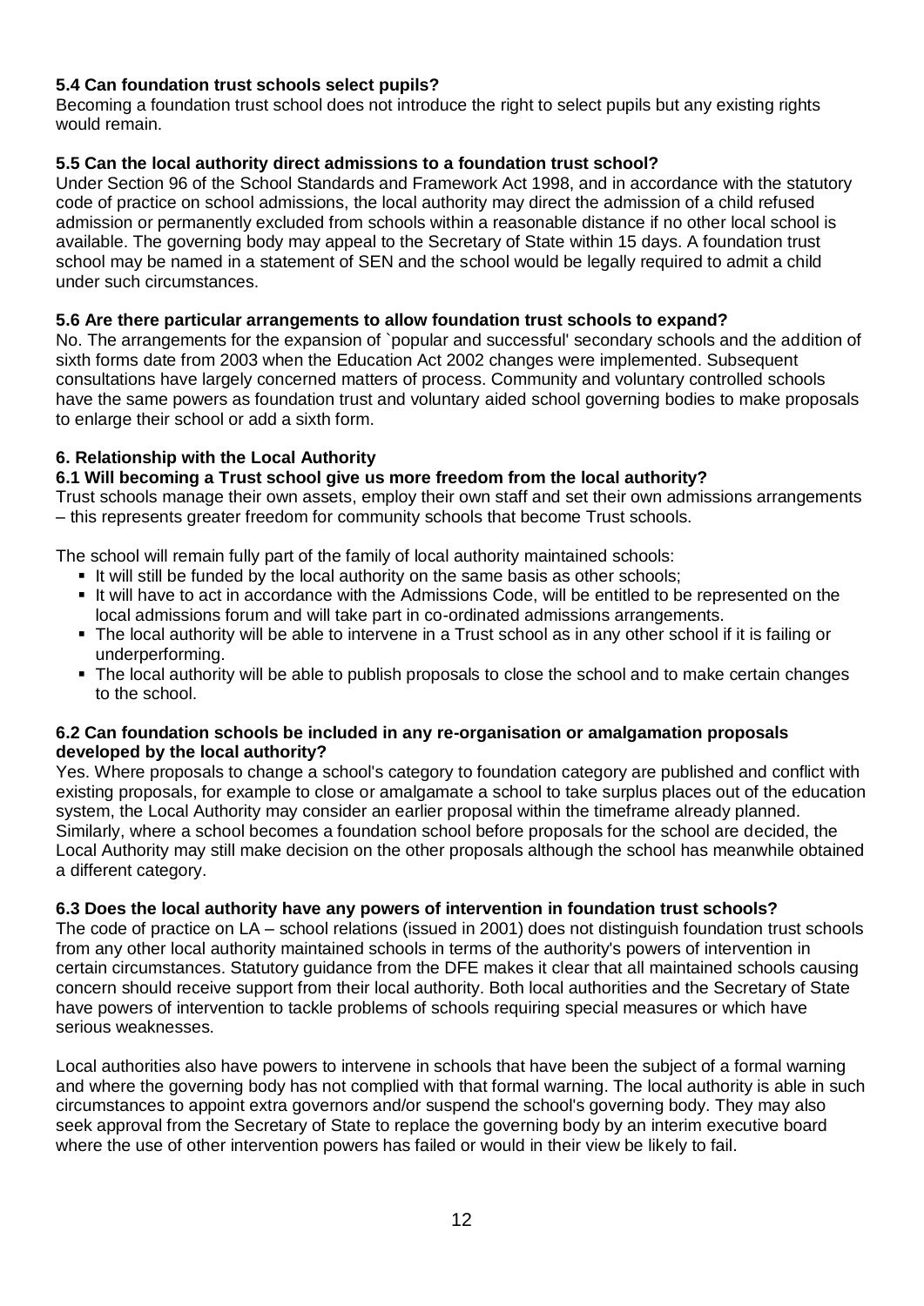**5.4 Can foundation trust schools select pupils?**

Becoming a foundation trust school does not introduce the right to select pupils but any existing rights would remain.

**5.5 Can the local authority direct admissions to a foundation trust school?**

Under Section 96 of the School Standards and Framework Act 1998, and in accordance with the statutory code of practice on school admissions, the local authority may direct the admission of a child refused admission or permanently excluded from schools within a reasonable distance if no other local school is available. The governing body may appeal to the Secretary of State within 15 days. A foundation trust school may be named in a statement of SEN and the school would be legally required to admit a child under such circumstances.

**5.6 Are there particular arrangements to allow foundation trust schools to expand?**

No. The arrangements for the expansion of `popular and successful' secondary schools and the addition of sixth forms date from 2003 when the Education Act 2002 changes were implemented. Subsequent consultations have largely concerned matters of process. Community and voluntary controlled schools have the same powers as foundation trust and voluntary aided school governing bodies to make proposals to enlarge their school or add a sixth form.

## 6. Relationship with the Local Authority

**6.1 Will becoming a Trust school give us more freedom from the local authority?**

Trust schools manage their own assets, employ their own staff and set their own admissions arrangements – this represents greater freedom for community schools that become Trust schools.

The school will remain fully part of the family of local authority maintained schools:

- It will still be funded by the local authority on the same basis as other schools;
- It will have to act in accordance with the Admissions Code, will be entitled to be represented on the local admissions forum and will take part in co-ordinated admissions arrangements.
- The local authority will be able to intervene in a Trust school as in any other school if it is failing or underperforming.
- The local authority will be able to publish proposals to close the school and to make certain changes to the school.

**6.2 Can foundation schools be included in any re-organisation or amalgamation proposals developed by the local authority?**

Yes. Where proposals to change a school's category to foundation category are published and conflict with existing proposals, for example to close or amalgamate a school to take surplus places out of the education system, the Local Authority may consider an earlier proposal within the timeframe already planned. Similarly, where a school becomes a foundation school before proposals for the school are decided, the Local Authority may still make decision on the other proposals although the school has meanwhile obtained a different category.

**6.3 Does the local authority have any powers of intervention in foundation trust schools?**

The code of practice on LA – school relations (issued in 2001) does not distinguish foundation trust schools from any other local authority maintained schools in terms of the authority's powers of intervention in certain circumstances. Statutory guidance from the DFE makes it clear that all maintained schools causing concern should receive support from their local authority. Both local authorities and the Secretary of State have powers of intervention to tackle problems of schools requiring special measures or which have serious weaknesses.

Local authorities also have powers to intervene in schools that have been the subject of a formal warning and where the governing body has not complied with that formal warning. The local authority is able in such circumstances to appoint extra governors and/or suspend the school's governing body. They may also seek approval from the Secretary of State to replace the governing body by an interim executive board where the use of other intervention powers has failed or would in their view be likely to fail.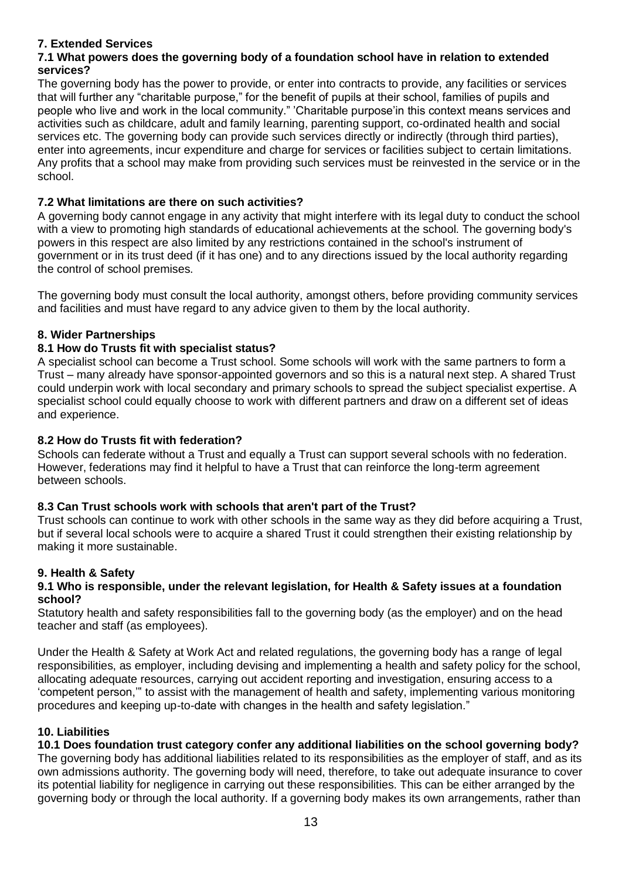## 7. Extended Services

### 7.1 What powers does the governing body of a foundation school have in relation to extended services?

The governing body has the power to provide, or enter into contracts to provide, any facilities or services that will further any "charitable purpose," for the benefit of pupils at their school, families of pupils and people who live and work in the local community." 'Charitable purpose'in this context means services and activities such as childcare, adult and family learning, parenting support, co-ordinated health and social services etc. The governing body can provide such services directly or indirectly (through third parties), enter into agreements, incur expenditure and charge for services or facilities subject to certain limitations. Any profits that a school may make from providing such services must be reinvested in the service or in the school.

### 7.2 What limitations are there on such activities?

A governing body cannot engage in any activity that might interfere with its legal duty to conduct the school with a view to promoting high standards of educational achievements at the school. The governing body's powers in this respect are also limited by any restrictions contained in the school's instrument of government or in its trust deed (if it has one) and to any directions issued by the local authority regarding the control of school premises.

The governing body must consult the local authority, amongst others, before providing community services and facilities and must have regard to any advice given to them by the local authority.

## 8. Wider Partnerships

### 8.1 How do Trusts fit with specialist status?

A specialist school can become a Trust school. Some schools will work with the same partners to form a Trust – many already have sponsor-appointed governors and so this is a natural next step. A shared Trust could underpin work with local secondary and primary schools to spread the subject specialist expertise. A specialist school could equally choose to work with different partners and draw on a different set of ideas and experience.

### 8.2 How do Trusts fit with federation?

Schools can federate without a Trust and equally a Trust can support several schools with no federation. However, federations may find it helpful to have a Trust that can reinforce the long-term agreement between schools.

### 8.3 Can Trust schools work with schools that aren't part of the Trust?

Trust schools can continue to work with other schools in the same way as they did before acquiring a Trust, but if several local schools were to acquire a shared Trust it could strengthen their existing relationship by making it more sustainable.

## 9. Health & Safety

### 9.1 Who is responsible, under the relevant legislation, for Health & Safety issues at a foundation school?

Statutory health and safety responsibilities fall to the governing body (as the employer) and on the head teacher and staff (as employees).

Under the Health & Safety at Work Act and related regulations, the governing body has a range of legal responsibilities, as employer, including devising and implementing a health and safety policy for the school, allocating adequate resources, carrying out accident reporting and investigation, ensuring access to a 'competent person,'" to assist with the management of health and safety, implementing various monitoring procedures and keeping up-to-date with changes in the health and safety legislation."

## 10. Liabilities

### 10.1 Does foundation trust category confer any additional liabilities on the school governing body?

The governing body has additional liabilities related to its responsibilities as the employer of staff, and as its own admissions authority. The governing body will need, therefore, to take out adequate insurance to cover its potential liability for negligence in carrying out these responsibilities. This can be either arranged by the governing body or through the local authority. If a governing body makes its own arrangements, rather than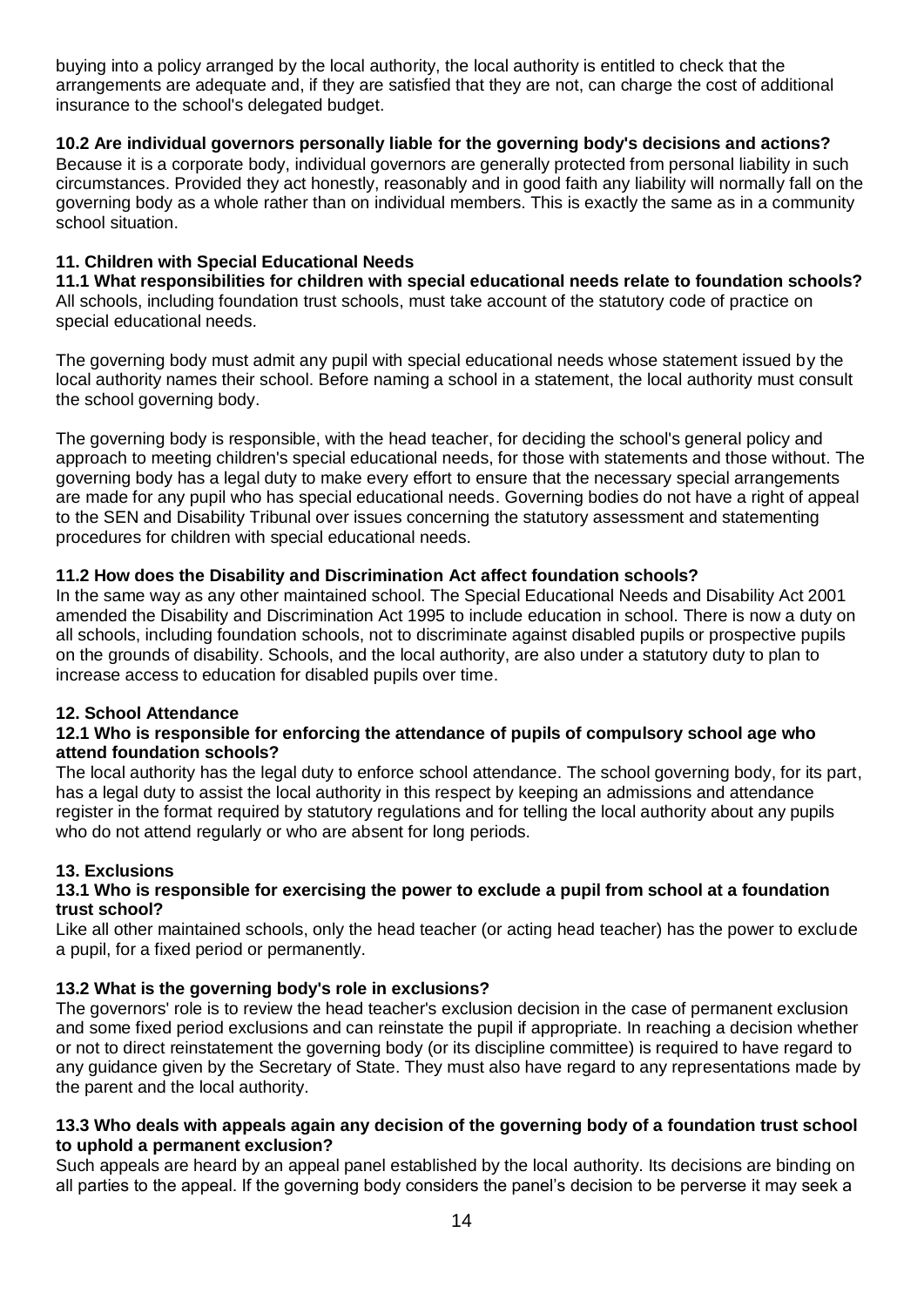buying into a policy arranged by the local authority, the local authority is entitled to check that the arrangements are adequate and, if they are satisfied that they are not, can charge the cost of additional insurance to the school's delegated budget.

**10.2 Are individual governors personally liable for the governing body's decisions and actions?**

Because it is a corporate body, individual governors are generally protected from personal liability in such circumstances. Provided they act honestly, reasonably and in good faith any liability will normally fall on the governing body as a whole rather than on individual members. This is exactly the same as in a community school situation.

## 11. Children with Special Educational Needs

**11.1 What responsibilities for children with special educational needs relate to foundation schools?**

All schools, including foundation trust schools, must take account of the statutory code of practice on special educational needs.

The governing body must admit any pupil with special educational needs whose statement issued by the local authority names their school. Before naming a school in a statement, the local authority must consult the school governing body.

The governing body is responsible, with the head teacher, for deciding the school's general policy and approach to meeting children's special educational needs, for those with statements and those without. The governing body has a legal duty to make every effort to ensure that the necessary special arrangements are made for any pupil who has special educational needs. Governing bodies do not have a right of appeal to the SEN and Disability Tribunal over issues concerning the statutory assessment and statementing procedures for children with special educational needs.

**11.2 How does the Disability and Discrimination Act affect foundation schools?**

In the same way as any other maintained school. The Special Educational Needs and Disability Act 2001 amended the Disability and Discrimination Act 1995 to include education in school. There is now a duty on all schools, including foundation schools, not to discriminate against disabled pupils or prospective pupils on the grounds of disability. Schools, and the local authority, are also under a statutory duty to plan to increase access to education for disabled pupils over time.

## 12. School Attendance

**12.1 Who is responsible for enforcing the attendance of pupils of compulsory school age who attend foundation schools?**

The local authority has the legal duty to enforce school attendance. The school governing body, for its part, has a legal duty to assist the local authority in this respect by keeping an admissions and attendance register in the format required by statutory regulations and for telling the local authority about any pupils who do not attend regularly or who are absent for long periods.

## 13. Exclusions

**13.1 Who is responsible for exercising the power to exclude a pupil from school at a foundation trust school?**

Like all other maintained schools, only the head teacher (or acting head teacher) has the power to exclude a pupil, for a fixed period or permanently.

**13.2 What is the governing body's role in exclusions?**

The governors' role is to review the head teacher's exclusion decision in the case of permanent exclusion and some fixed period exclusions and can reinstate the pupil if appropriate. In reaching a decision whether or not to direct reinstatement the governing body (or its discipline committee) is required to have regard to any guidance given by the Secretary of State. They must also have regard to any representations made by the parent and the local authority.

**13.3 Who deals with appeals again any decision of the governing body of a foundation trust school to uphold a permanent exclusion?**

Such appeals are heard by an appeal panel established by the local authority. Its decisions are binding on all parties to the appeal. If the governing body considers the panel's decision to be perverse it may seek a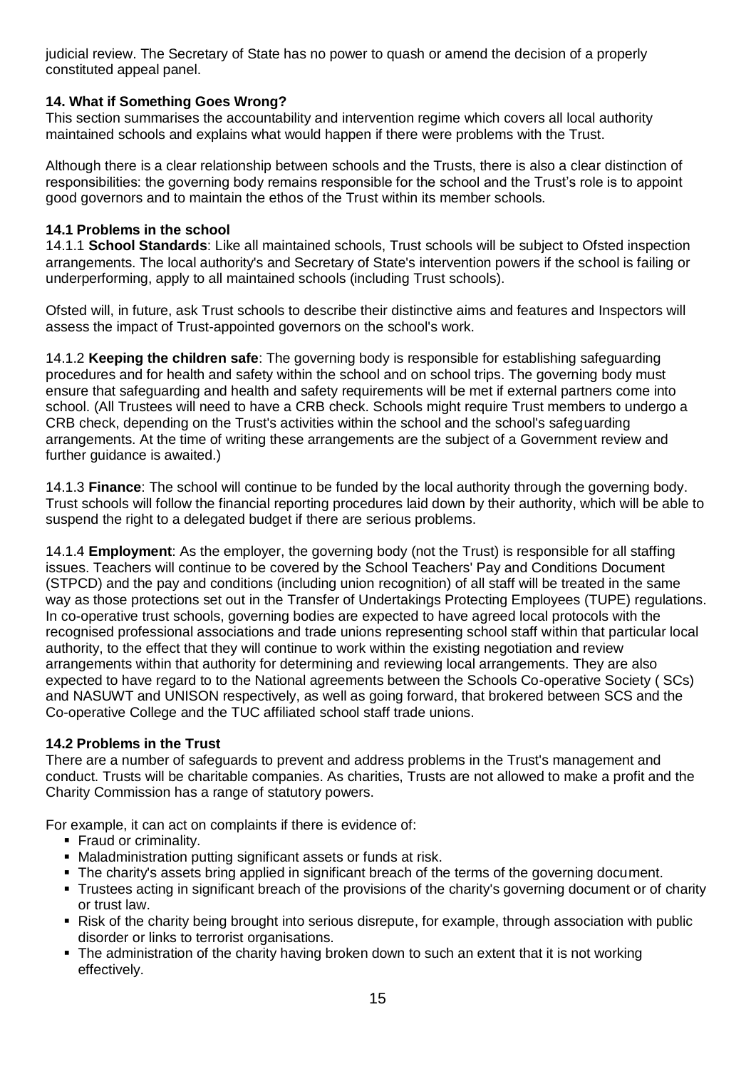judicial review. The Secretary of State has no power to quash or amend the decision of a properly constituted appeal panel.

### 14. What if Something Goes Wrong?

This section summarises the accountability and intervention regime which covers all local authority maintained schools and explains what would happen if there were problems with the Trust.

Although there is a clear relationship between schools and the Trusts, there is also a clear distinction of responsibilities: the governing body remains responsible for the school and the Trust's role is to appoint good governors and to maintain the ethos of the Trust within its member schools.

#### 14.1 Problems in the school

14.1.1 **School Standards**: Like all maintained schools, Trust schools will be subject to Ofsted inspection arrangements. The local authority's and Secretary of State's intervention powers if the school is failing or underperforming, apply to all maintained schools (including Trust schools).

Ofsted will, in future, ask Trust schools to describe their distinctive aims and features and Inspectors will assess the impact of Trust-appointed governors on the school's work.

14.1.2 **Keeping the children safe**: The governing body is responsible for establishing safeguarding procedures and for health and safety within the school and on school trips. The governing body must ensure that safeguarding and health and safety requirements will be met if external partners come into school. (All Trustees will need to have a CRB check. Schools might require Trust members to undergo a CRB check, depending on the Trust's activities within the school and the school's safeguarding arrangements. At the time of writing these arrangements are the subject of a Government review and further guidance is awaited.)

14.1.3 **Finance**: The school will continue to be funded by the local authority through the governing body. Trust schools will follow the financial reporting procedures laid down by their authority, which will be able to suspend the right to a delegated budget if there are serious problems.

14.1.4 **Employment**: As the employer, the governing body (not the Trust) is responsible for all staffing issues. Teachers will continue to be covered by the School Teachers' Pay and Conditions Document (STPCD) and the pay and conditions (including union recognition) of all staff will be treated in the same way as those protections set out in the Transfer of Undertakings Protecting Employees (TUPE) regulations. In co-operative trust schools, governing bodies are expected to have agreed local protocols with the recognised professional associations and trade unions representing school staff within that particular local authority, to the effect that they will continue to work within the existing negotiation and review arrangements within that authority for determining and reviewing local arrangements. They are also expected to have regard to to the National agreements between the Schools Co-operative Society ( SCs) and NASUWT and UNISON respectively, as well as going forward, that brokered between SCS and the Co-operative College and the TUC affiliated school staff trade unions.

#### 14.2 Problems in the Trust

There are a number of safeguards to prevent and address problems in the Trust's management and conduct. Trusts will be charitable companies. As charities, Trusts are not allowed to make a profit and the Charity Commission has a range of statutory powers.

For example, it can act on complaints if there is evidence of:

- Fraud or criminality.
- Maladministration putting significant assets or funds at risk.
- The charity's assets bring applied in significant breach of the terms of the governing document.
- Trustees acting in significant breach of the provisions of the charity's governing document or of charity or trust law.
- Risk of the charity being brought into serious disrepute, for example, through association with public disorder or links to terrorist organisations.
- The administration of the charity having broken down to such an extent that it is not working effectively.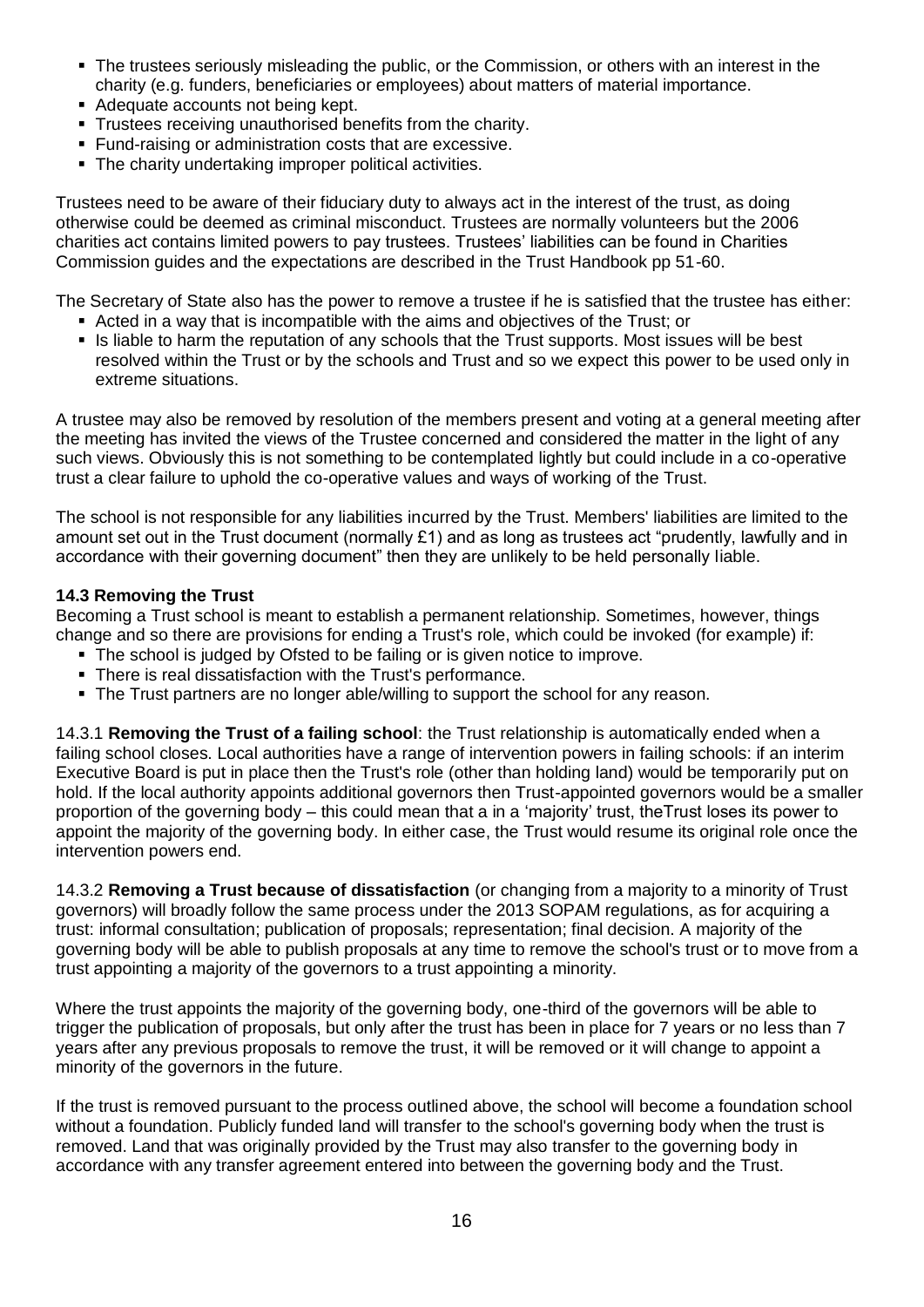- The trustees seriously misleading the public, or the Commission, or others with an interest in the charity (e.g. funders, beneficiaries or employees) about matters of material importance.
- Adequate accounts not being kept.
- Trustees receiving unauthorised benefits from the charity.
- Fund-raising or administration costs that are excessive.
- The charity undertaking improper political activities.

Trustees need to be aware of their fiduciary duty to always act in the interest of the trust, as doing otherwise could be deemed as criminal misconduct. Trustees are normally volunteers but the 2006 charities act contains limited powers to pay trustees. Trustees' liabilities can be found in Charities Commission guides and the expectations are described in the Trust Handbook pp 51-60.

The Secretary of State also has the power to remove a trustee if he is satisfied that the trustee has either:

- Acted in a way that is incompatible with the aims and objectives of the Trust; or
- Is liable to harm the reputation of any schools that the Trust supports. Most issues will be best resolved within the Trust or by the schools and Trust and so we expect this power to be used only in extreme situations.

A trustee may also be removed by resolution of the members present and voting at a general meeting after the meeting has invited the views of the Trustee concerned and considered the matter in the light of any such views. Obviously this is not something to be contemplated lightly but could include in a co-operative trust a clear failure to uphold the co-operative values and ways of working of the Trust.

The school is not responsible for any liabilities incurred by the Trust. Members' liabilities are limited to the amount set out in the Trust document (normally £1) and as long as trustees act "prudently, lawfully and in accordance with their governing document" then they are unlikely to be held personally liable.

**14.3 Removing the Trust**

Becoming a Trust school is meant to establish a permanent relationship. Sometimes, however, things change and so there are provisions for ending a Trust's role, which could be invoked (for example) if:

- The school is judged by Ofsted to be failing or is given notice to improve.
- There is real dissatisfaction with the Trust's performance.
- The Trust partners are no longer able/willing to support the school for any reason.

14.3.1 **Removing the Trust of a failing school**: the Trust relationship is automatically ended when a failing school closes. Local authorities have a range of intervention powers in failing schools: if an interim Executive Board is put in place then the Trust's role (other than holding land) would be temporarily put on hold. If the local authority appoints additional governors then Trust-appointed governors would be a smaller proportion of the governing body – this could mean that a in a 'majority' trust, theTrust loses its power to appoint the majority of the governing body. In either case, the Trust would resume its original role once the intervention powers end.

14.3.2 **Removing a Trust because of dissatisfaction** (or changing from a majority to a minority of Trust governors) will broadly follow the same process under the 2013 SOPAM regulations, as for acquiring a trust: informal consultation; publication of proposals; representation; final decision. A majority of the governing body will be able to publish proposals at any time to remove the school's trust or to move from a trust appointing a majority of the governors to a trust appointing a minority.

Where the trust appoints the majority of the governing body, one-third of the governors will be able to trigger the publication of proposals, but only after the trust has been in place for 7 years or no less than 7 years after any previous proposals to remove the trust, it will be removed or it will change to appoint a minority of the governors in the future.

If the trust is removed pursuant to the process outlined above, the school will become a foundation school without a foundation. Publicly funded land will transfer to the school's governing body when the trust is removed. Land that was originally provided by the Trust may also transfer to the governing body in accordance with any transfer agreement entered into between the governing body and the Trust.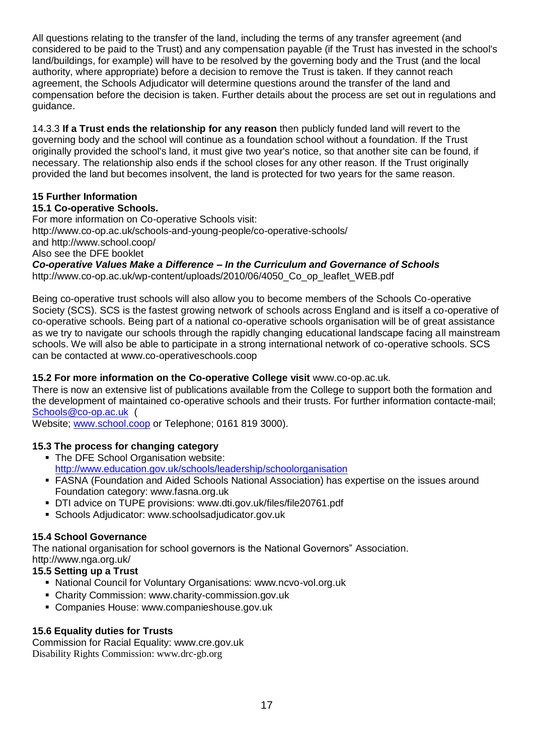All questions relating to the transfer of the land, including the terms of any transfer agreement (and considered to be paid to the Trust) and any compensation payable (if the Trust has invested in the school's land/buildings, for example) will have to be resolved by the governing body and the Trust (and the local authority, where appropriate) before a decision to remove the Trust is taken. If they cannot reach agreement, the Schools Adjudicator will determine questions around the transfer of the land and compensation before the decision is taken. Further details about the process are set out in regulations and guidance.

14.3.3 **If a Trust ends the relationship for any reason** then publicly funded land will revert to the governing body and the school will continue as a foundation school without a foundation. If the Trust originally provided the school's land, it must give two year's notice, so that another site can be found, if necessary. The relationship also ends if the school closes for any other reason. If the Trust originally provided the land but becomes insolvent, the land is protected for two years for the same reason.

## 15 Further Information

### 15.1 Co-operative Schools.

For more information on Co-operative Schools visit:
http://www.co-op.ac.uk/schools-and-young-people/co-operative-schools/
and http://www.school.coop/
Also see the DFE booklet
***Co-operative Values Make a Difference – In the Curriculum and Governance of Schools***
http://www.co-op.ac.uk/wp-content/uploads/2010/06/4050_Co_op_leaflet_WEB.pdf

Being co-operative trust schools will also allow you to become members of the Schools Co-operative Society (SCS). SCS is the fastest growing network of schools across England and is itself a co-operative of co-operative schools. Being part of a national co-operative schools organisation will be of great assistance as we try to navigate our schools through the rapidly changing educational landscape facing all mainstream schools. We will also be able to participate in a strong international network of co-operative schools. SCS can be contacted at www.co-operativeschools.coop

### 15.2 For more information on the Co-operative College visit www.co-op.ac.uk.

There is now an extensive list of publications available from the College to support both the formation and the development of maintained co-operative schools and their trusts. For further information contacte-mail; Schools@co-op.ac.uk (
Website; www.school.coop or Telephone; 0161 819 3000).

### 15.3 The process for changing category

- The DFE School Organisation website: http://www.education.gov.uk/schools/leadership/schoolorganisation
- FASNA (Foundation and Aided Schools National Association) has expertise on the issues around Foundation category: www.fasna.org.uk
- DTI advice on TUPE provisions: www.dti.gov.uk/files/file20761.pdf
- Schools Adjudicator: www.schoolsadjudicator.gov.uk

### 15.4 School Governance

The national organisation for school governors is the National Governors" Association.
http://www.nga.org.uk/

### 15.5 Setting up a Trust

- National Council for Voluntary Organisations: www.ncvo-vol.org.uk
- Charity Commission: www.charity-commission.gov.uk
- Companies House: www.companieshouse.gov.uk

### 15.6 Equality duties for Trusts

Commission for Racial Equality: www.cre.gov.uk
Disability Rights Commission: www.drc-gb.org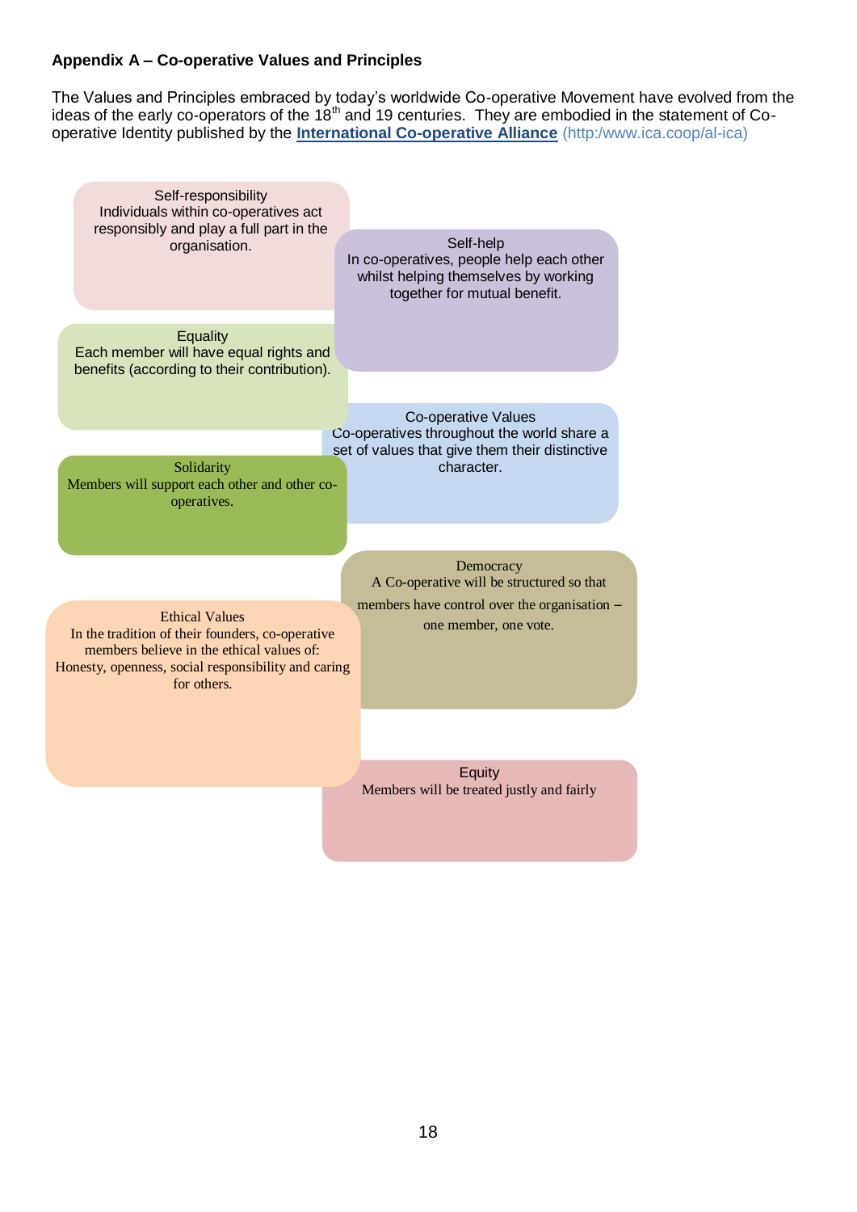**Appendix A – Co-operative Values and Principles**

The Values and Principles embraced by today's worldwide Co-operative Movement have evolved from the ideas of the early co-operators of the 18th and 19 centuries. They are embodied in the statement of Co-operative Identity published by the **International Co-operative Alliance** (http:/www.ica.coop/al-ica)

Self-responsibility
Individuals within co-operatives act responsibly and play a full part in the organisation.

Self-help
In co-operatives, people help each other whilst helping themselves by working together for mutual benefit.

Equality
Each member will have equal rights and benefits (according to their contribution).

Co-operative Values
Co-operatives throughout the world share a set of values that give them their distinctive character.

Solidarity
Members will support each other and other co-operatives.

Democracy
A Co-operative will be structured so that members have control over the organisation – one member, one vote.

Ethical Values
In the tradition of their founders, co-operative members believe in the ethical values of: Honesty, openness, social responsibility and caring for others.

Equity
Members will be treated justly and fairly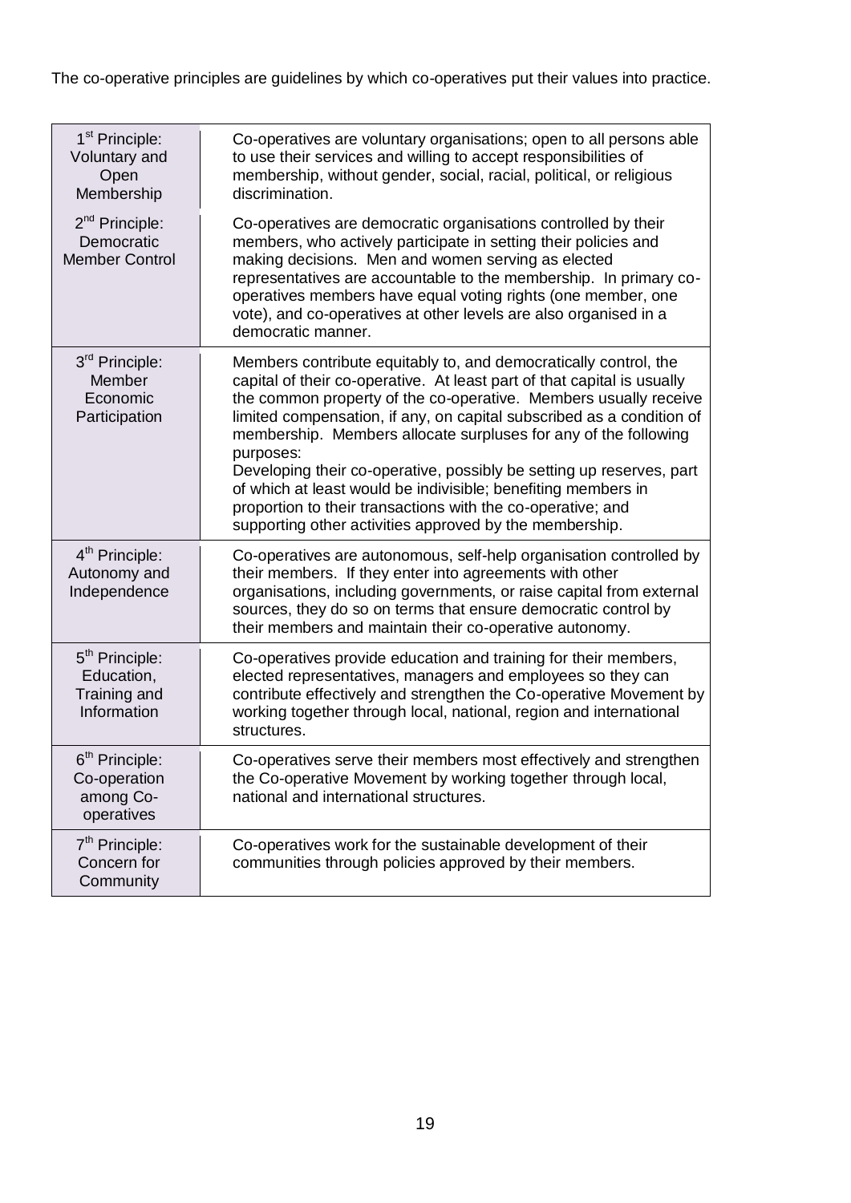The co-operative principles are guidelines by which co-operatives put their values into practice.

| | |
|---|---|
| 1st Principle: Voluntary and Open Membership | Co-operatives are voluntary organisations; open to all persons able to use their services and willing to accept responsibilities of membership, without gender, social, racial, political, or religious discrimination. |
| 2nd Principle: Democratic Member Control | Co-operatives are democratic organisations controlled by their members, who actively participate in setting their policies and making decisions. Men and women serving as elected representatives are accountable to the membership. In primary co-operatives members have equal voting rights (one member, one vote), and co-operatives at other levels are also organised in a democratic manner. |
| 3rd Principle: Member Economic Participation | Members contribute equitably to, and democratically control, the capital of their co-operative. At least part of that capital is usually the common property of the co-operative. Members usually receive limited compensation, if any, on capital subscribed as a condition of membership. Members allocate surpluses for any of the following purposes:<br>Developing their co-operative, possibly be setting up reserves, part of which at least would be indivisible; benefiting members in proportion to their transactions with the co-operative; and supporting other activities approved by the membership. |
| 4th Principle: Autonomy and Independence | Co-operatives are autonomous, self-help organisation controlled by their members. If they enter into agreements with other organisations, including governments, or raise capital from external sources, they do so on terms that ensure democratic control by their members and maintain their co-operative autonomy. |
| 5th Principle: Education, Training and Information | Co-operatives provide education and training for their members, elected representatives, managers and employees so they can contribute effectively and strengthen the Co-operative Movement by working together through local, national, region and international structures. |
| 6th Principle: Co-operation among Co-operatives | Co-operatives serve their members most effectively and strengthen the Co-operative Movement by working together through local, national and international structures. |
| 7th Principle: Concern for Community | Co-operatives work for the sustainable development of their communities through policies approved by their members. |